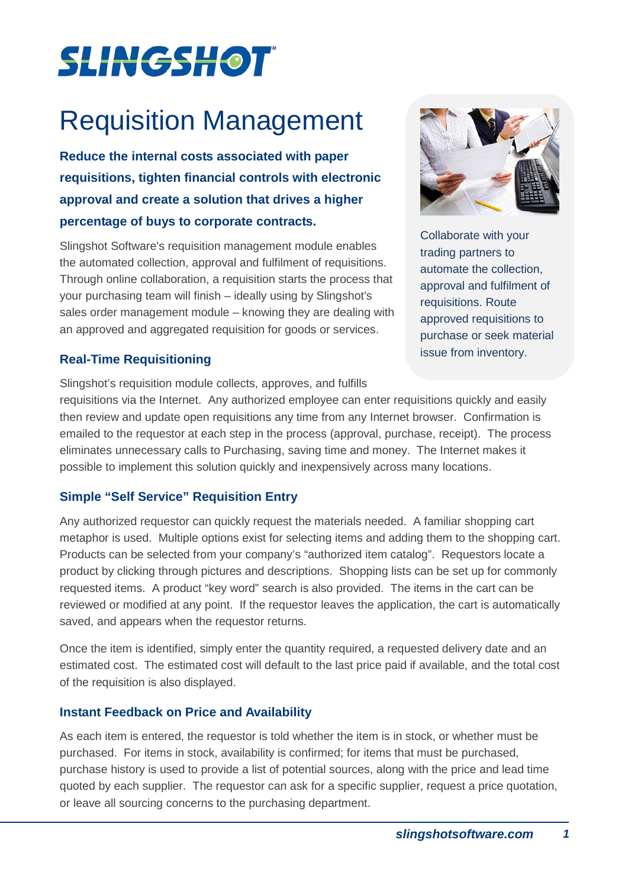# SLINGSHOT™

# Requisition Management

**Reduce the internal costs associated with paper requisitions, tighten financial controls with electronic approval and create a solution that drives a higher percentage of buys to corporate contracts.**

Slingshot Software's requisition management module enables the automated collection, approval and fulfilment of requisitions. Through online collaboration, a requisition starts the process that your purchasing team will finish – ideally using by Slingshot's sales order management module – knowing they are dealing with an approved and aggregated requisition for goods or services.

Collaborate with your trading partners to automate the collection, approval and fulfilment of requisitions. Route approved requisitions to purchase or seek material issue from inventory.

## Real-Time Requisitioning

Slingshot's requisition module collects, approves, and fulfills requisitions via the Internet. Any authorized employee can enter requisitions quickly and easily then review and update open requisitions any time from any Internet browser. Confirmation is emailed to the requestor at each step in the process (approval, purchase, receipt). The process eliminates unnecessary calls to Purchasing, saving time and money. The Internet makes it possible to implement this solution quickly and inexpensively across many locations.

## Simple "Self Service" Requisition Entry

Any authorized requestor can quickly request the materials needed. A familiar shopping cart metaphor is used. Multiple options exist for selecting items and adding them to the shopping cart. Products can be selected from your company's "authorized item catalog". Requestors locate a product by clicking through pictures and descriptions. Shopping lists can be set up for commonly requested items. A product "key word" search is also provided. The items in the cart can be reviewed or modified at any point. If the requestor leaves the application, the cart is automatically saved, and appears when the requestor returns.

Once the item is identified, simply enter the quantity required, a requested delivery date and an estimated cost. The estimated cost will default to the last price paid if available, and the total cost of the requisition is also displayed.

## Instant Feedback on Price and Availability

As each item is entered, the requestor is told whether the item is in stock, or whether must be purchased. For items in stock, availability is confirmed; for items that must be purchased, purchase history is used to provide a list of potential sources, along with the price and lead time quoted by each supplier. The requestor can ask for a specific supplier, request a price quotation, or leave all sourcing concerns to the purchasing department.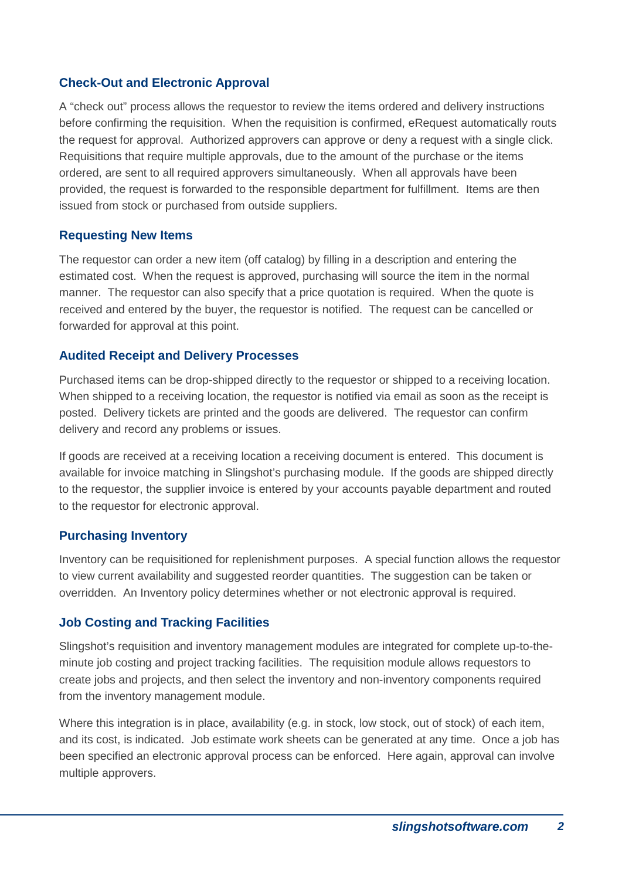### Check-Out and Electronic Approval

A "check out" process allows the requestor to review the items ordered and delivery instructions before confirming the requisition. When the requisition is confirmed, eRequest automatically routs the request for approval. Authorized approvers can approve or deny a request with a single click. Requisitions that require multiple approvals, due to the amount of the purchase or the items ordered, are sent to all required approvers simultaneously. When all approvals have been provided, the request is forwarded to the responsible department for fulfillment. Items are then issued from stock or purchased from outside suppliers.

### Requesting New Items

The requestor can order a new item (off catalog) by filling in a description and entering the estimated cost. When the request is approved, purchasing will source the item in the normal manner. The requestor can also specify that a price quotation is required. When the quote is received and entered by the buyer, the requestor is notified. The request can be cancelled or forwarded for approval at this point.

### Audited Receipt and Delivery Processes

Purchased items can be drop-shipped directly to the requestor or shipped to a receiving location. When shipped to a receiving location, the requestor is notified via email as soon as the receipt is posted. Delivery tickets are printed and the goods are delivered. The requestor can confirm delivery and record any problems or issues.

If goods are received at a receiving location a receiving document is entered. This document is available for invoice matching in Slingshot's purchasing module. If the goods are shipped directly to the requestor, the supplier invoice is entered by your accounts payable department and routed to the requestor for electronic approval.

### Purchasing Inventory

Inventory can be requisitioned for replenishment purposes. A special function allows the requestor to view current availability and suggested reorder quantities. The suggestion can be taken or overridden. An Inventory policy determines whether or not electronic approval is required.

### Job Costing and Tracking Facilities

Slingshot's requisition and inventory management modules are integrated for complete up-to-the-minute job costing and project tracking facilities. The requisition module allows requestors to create jobs and projects, and then select the inventory and non-inventory components required from the inventory management module.

Where this integration is in place, availability (e.g. in stock, low stock, out of stock) of each item, and its cost, is indicated. Job estimate work sheets can be generated at any time. Once a job has been specified an electronic approval process can be enforced. Here again, approval can involve multiple approvers.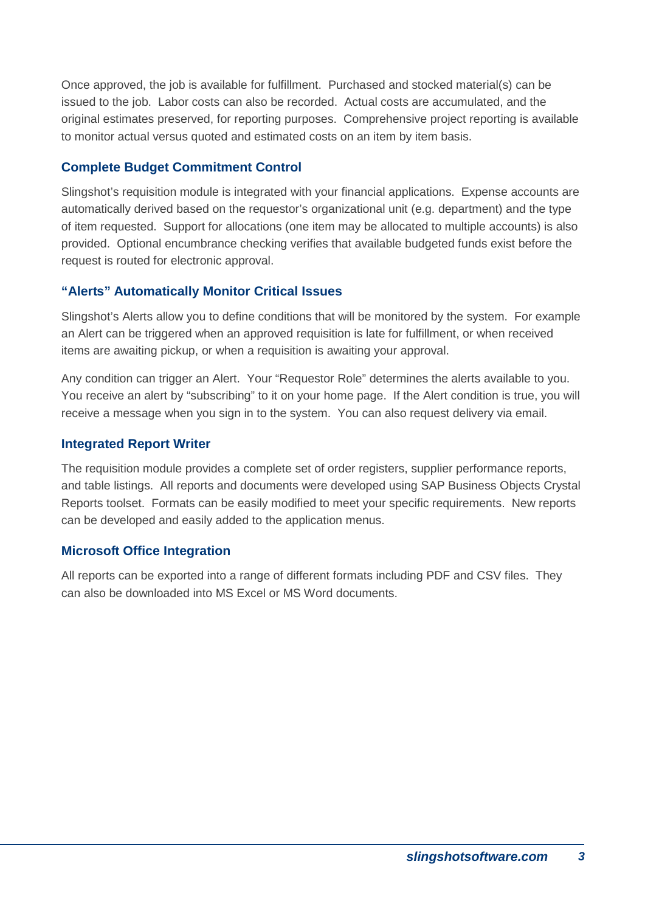Once approved, the job is available for fulfillment. Purchased and stocked material(s) can be issued to the job. Labor costs can also be recorded. Actual costs are accumulated, and the original estimates preserved, for reporting purposes. Comprehensive project reporting is available to monitor actual versus quoted and estimated costs on an item by item basis.

### Complete Budget Commitment Control

Slingshot's requisition module is integrated with your financial applications. Expense accounts are automatically derived based on the requestor's organizational unit (e.g. department) and the type of item requested. Support for allocations (one item may be allocated to multiple accounts) is also provided. Optional encumbrance checking verifies that available budgeted funds exist before the request is routed for electronic approval.

### "Alerts" Automatically Monitor Critical Issues

Slingshot's Alerts allow you to define conditions that will be monitored by the system. For example an Alert can be triggered when an approved requisition is late for fulfillment, or when received items are awaiting pickup, or when a requisition is awaiting your approval.

Any condition can trigger an Alert. Your "Requestor Role" determines the alerts available to you. You receive an alert by "subscribing" to it on your home page. If the Alert condition is true, you will receive a message when you sign in to the system. You can also request delivery via email.

### Integrated Report Writer

The requisition module provides a complete set of order registers, supplier performance reports, and table listings. All reports and documents were developed using SAP Business Objects Crystal Reports toolset. Formats can be easily modified to meet your specific requirements. New reports can be developed and easily added to the application menus.

### Microsoft Office Integration

All reports can be exported into a range of different formats including PDF and CSV files. They can also be downloaded into MS Excel or MS Word documents.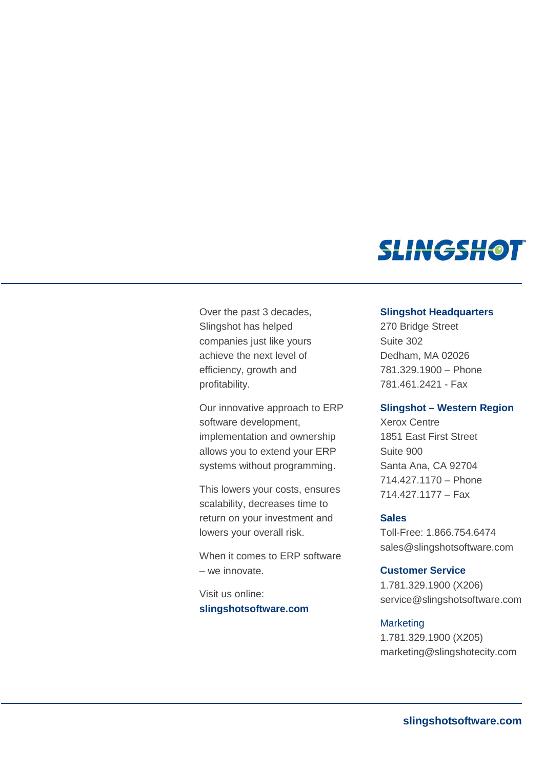SLINGSHOT

Over the past 3 decades, Slingshot has helped companies just like yours achieve the next level of efficiency, growth and profitability.

Our innovative approach to ERP software development, implementation and ownership allows you to extend your ERP systems without programming.

This lowers your costs, ensures scalability, decreases time to return on your investment and lowers your overall risk.

When it comes to ERP software – we innovate.

Visit us online:
**slingshotsoftware.com**

**Slingshot Headquarters**
270 Bridge Street
Suite 302
Dedham, MA 02026
781.329.1900 – Phone
781.461.2421 - Fax

**Slingshot – Western Region**
Xerox Centre
1851 East First Street
Suite 900
Santa Ana, CA 92704
714.427.1170 – Phone
714.427.1177 – Fax

**Sales**
Toll-Free: 1.866.754.6474
sales@slingshotsoftware.com

**Customer Service**
1.781.329.1900 (X206)
service@slingshotsoftware.com

Marketing
1.781.329.1900 (X205)
marketing@slingshotecity.com

**slingshotsoftware.com**